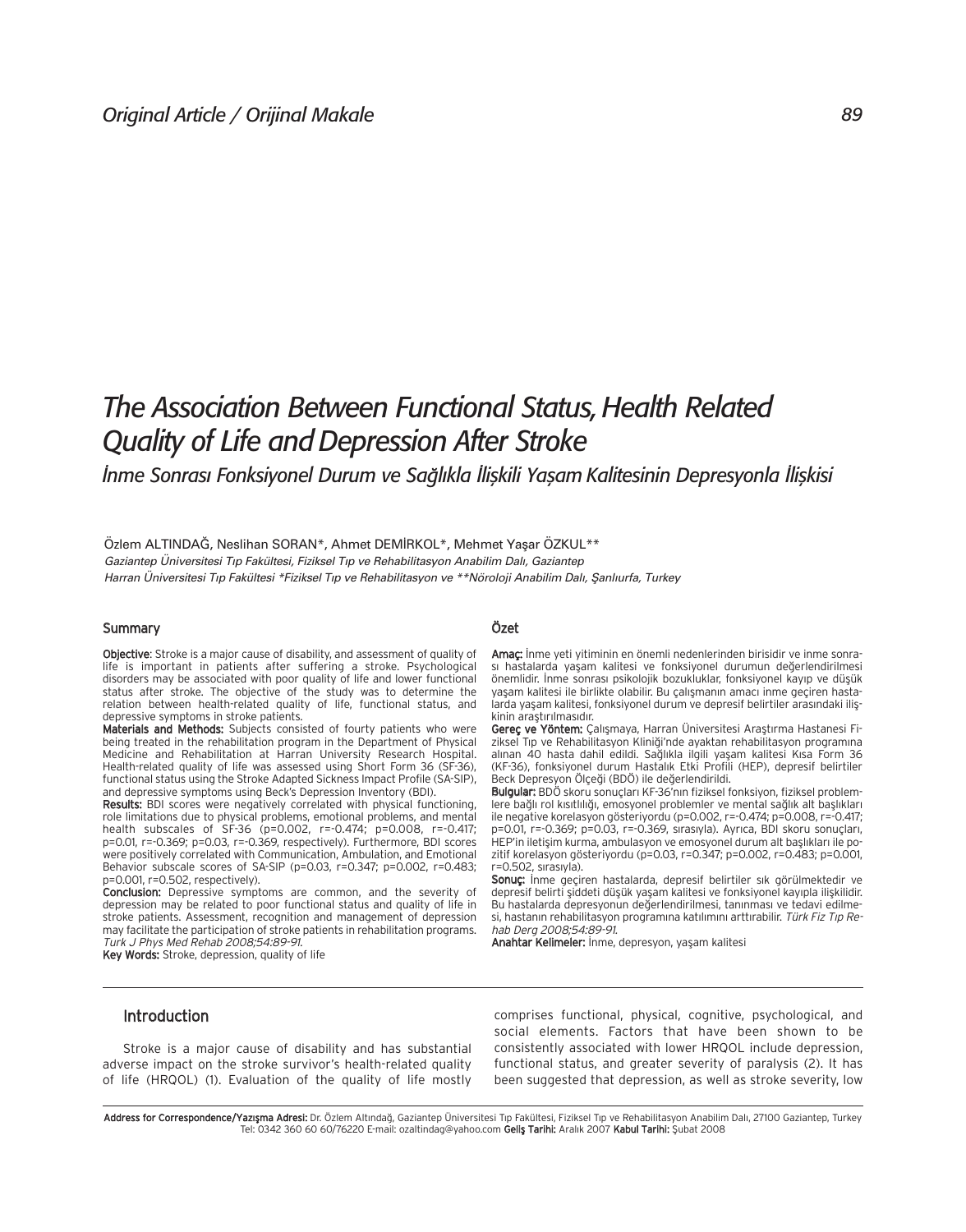Original Article / Orijinal Makale

# The Association Between Functional Status, Health Related Quality of Life and Depression After Stroke

## İnme Sonrası Fonksiyonel Durum ve Sağlıkla İlişkili Yaşam Kalitesinin Depresyonla İlişkisi

Özlem ALTINDAĞ, Neslihan SORAN*, Ahmet DEMİRKOL*, Mehmet Yaşar ÖZKUL**

*Gaziantep Üniversitesi Tıp Fakültesi, Fiziksel Tıp ve Rehabilitasyon Anabilim Dalı, Gaziantep*
*Harran Üniversitesi Tıp Fakültesi *Fiziksel Tıp ve Rehabilitasyon ve **Nöroloji Anabilim Dalı, Şanlıurfa, Turkey*

### Summary

**Objective**: Stroke is a major cause of disability, and assessment of quality of life is important in patients after suffering a stroke. Psychological disorders may be associated with poor quality of life and lower functional status after stroke. The objective of the study was to determine the relation between health-related quality of life, functional status, and depressive symptoms in stroke patients.

**Materials and Methods:** Subjects consisted of fourty patients who were being treated in the rehabilitation program in the Department of Physical Medicine and Rehabilitation at Harran University Research Hospital. Health-related quality of life was assessed using Short Form 36 (SF-36), functional status using the Stroke Adapted Sickness Impact Profile (SA-SIP), and depressive symptoms using Beck's Depression Inventory (BDI).

**Results:** BDI scores were negatively correlated with physical functioning, role limitations due to physical problems, emotional problems, and mental health subscales of SF-36 ($p=0.002$, $r=-0.474$; $p=0.008$, $r=-0.417$; $p=0.01$, $r=-0.369$; $p=0.03$, $r=-0.369$, respectively). Furthermore, BDI scores were positively correlated with Communication, Ambulation, and Emotional Behavior subscale scores of SA-SIP ($p=0.03$, $r=0.347$; $p=0.002$, $r=0.483$; $p=0.001$, $r=0.502$, respectively).

**Conclusion:** Depressive symptoms are common, and the severity of depression may be related to poor functional status and quality of life in stroke patients. Assessment, recognition and management of depression may facilitate the participation of stroke patients in rehabilitation programs. *Turk J Phys Med Rehab 2008;54:89-91.*

**Key Words:** Stroke, depression, quality of life

### Özet

**Amaç:** İnme yeti yitiminin en önemli nedenlerinden birisidir ve inme sonrası hastalarda yaşam kalitesi ve fonksiyonel durumun değerlendirilmesi önemlidir. İnme sonrası psikolojik bozukluklar, fonksiyonel kayıp ve düşük yaşam kalitesi ile birlikte olabilir. Bu çalışmanın amacı inme geçiren hastalarda yaşam kalitesi, fonksiyonel durum ve depresif belirtiler arasındaki ilişkinin araştırılmasıdır.

**Gereç ve Yöntem:** Çalışmaya, Harran Üniversitesi Araştırma Hastanesi Fiziksel Tıp ve Rehabilitasyon Kliniği'nde ayaktan rehabilitasyon programına alınan 40 hasta dahil edildi. Sağlıkla ilgili yaşam kalitesi Kısa Form 36 (KF-36), fonksiyonel durum Hastalık Etki Profili (HEP), depresif belirtiler Beck Depresyon Ölçeği (BDÖ) ile değerlendirildi.

**Bulgular:** BDÖ skoru sonuçları KF-36'nın fiziksel fonksiyon, fiziksel problemlere bağlı rol kısıtlılığı, emosyonel problemler ve mental sağlık alt başlıkları ile negative korelasyon gösteriyordu ($p=0.002$, $r=-0.474$; $p=0.008$, $r=-0.417$; $p=0.01$, $r=-0.369$; $p=0.03$, $r=-0.369$, sırasıyla). Ayrıca, BDI skoru sonuçları, HEP'in iletişim kurma, ambulasyon ve emosyonel durum alt başlıkları ile pozitif korelasyon gösteriyordu ($p=0.03$, $r=0.347$; $p=0.002$, $r=0.483$; $p=0.001$, $r=0.502$, sırasıyla).

**Sonuç:** İnme geçiren hastalarda, depresif belirtiler sık görülmektedir ve depresif belirti şiddeti düşük yaşam kalitesi ve fonksiyonel kayıpla ilişkilidir. Bu hastalarda depresyonun değerlendirilmesi, tanınması ve tedavi edilmesi, hastanın rehabilitasyon programına katılımını arttırabilir. *Türk Fiz Tıp Rehab Derg 2008;54:89-91.*

**Anahtar Kelimeler:** İnme, depresyon, yaşam kalitesi

## Introduction

Stroke is a major cause of disability and has substantial adverse impact on the stroke survivor's health-related quality of life (HRQOL) (1). Evaluation of the quality of life mostly comprises functional, physical, cognitive, psychological, and social elements. Factors that have been shown to be consistently associated with lower HRQOL include depression, functional status, and greater severity of paralysis (2). It has been suggested that depression, as well as stroke severity, low

Address for Correspondence/Yazışma Adresi: Dr. Özlem Altındağ, Gaziantep Üniversitesi Tıp Fakültesi, Fiziksel Tıp ve Rehabilitasyon Anabilim Dalı, 27100 Gaziantep, Turkey Tel: 0342 360 60 60/76220 E-mail: ozaltindag@yahoo.com Geliş Tarihi: Aralık 2007 Kabul Tarihi: Şubat 2008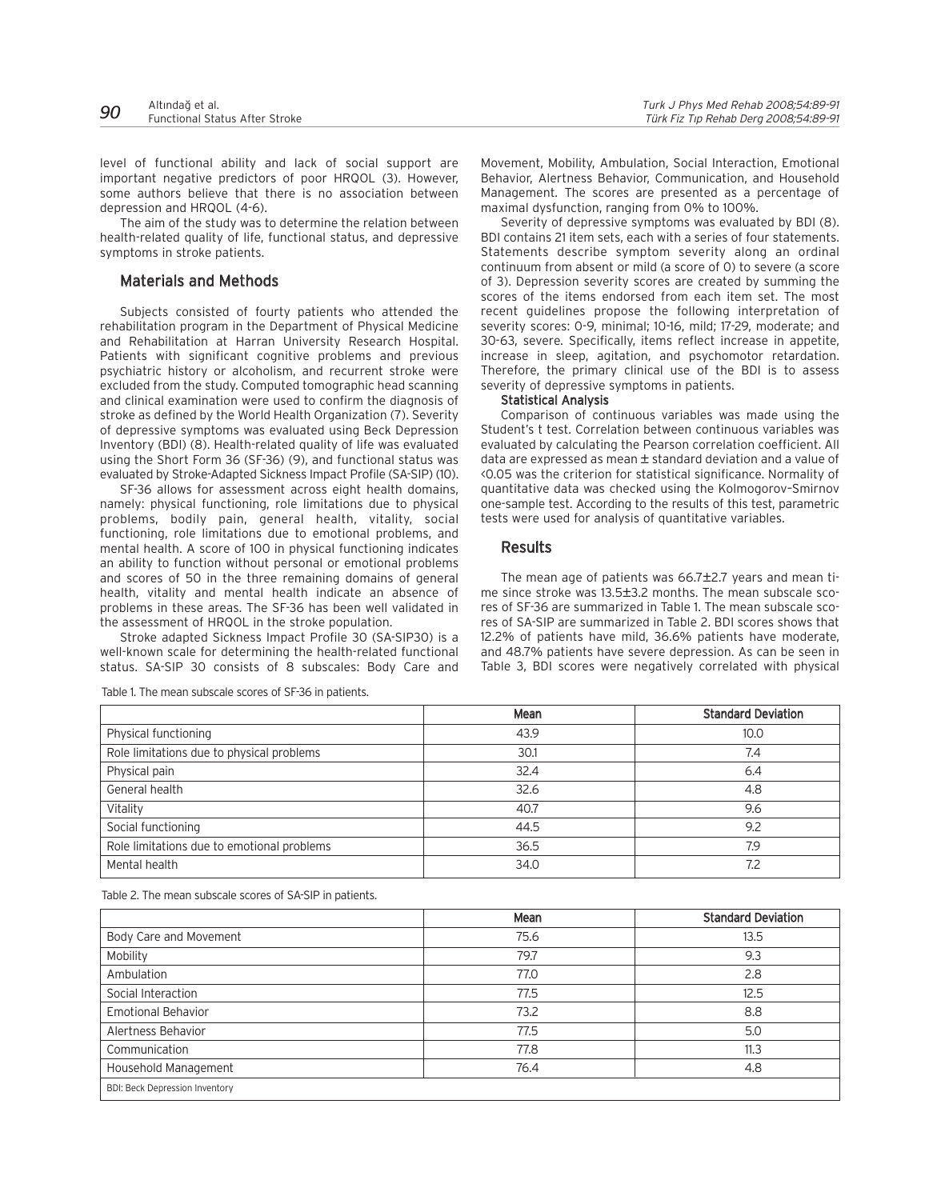level of functional ability and lack of social support are important negative predictors of poor HRQOL (3). However, some authors believe that there is no association between depression and HRQOL (4-6).

The aim of the study was to determine the relation between health-related quality of life, functional status, and depressive symptoms in stroke patients.

## Materials and Methods

Subjects consisted of fourty patients who attended the rehabilitation program in the Department of Physical Medicine and Rehabilitation at Harran University Research Hospital. Patients with significant cognitive problems and previous psychiatric history or alcoholism, and recurrent stroke were excluded from the study. Computed tomographic head scanning and clinical examination were used to confirm the diagnosis of stroke as defined by the World Health Organization (7). Severity of depressive symptoms was evaluated using Beck Depression Inventory (BDI) (8). Health-related quality of life was evaluated using the Short Form 36 (SF-36) (9), and functional status was evaluated by Stroke-Adapted Sickness Impact Profile (SA-SIP) (10).

SF-36 allows for assessment across eight health domains, namely: physical functioning, role limitations due to physical problems, bodily pain, general health, vitality, social functioning, role limitations due to emotional problems, and mental health. A score of 100 in physical functioning indicates an ability to function without personal or emotional problems and scores of 50 in the three remaining domains of general health, vitality and mental health indicate an absence of problems in these areas. The SF-36 has been well validated in the assessment of HRQOL in the stroke population.

Stroke adapted Sickness Impact Profile 30 (SA-SIP30) is a well-known scale for determining the health-related functional status. SA-SIP 30 consists of 8 subscales: Body Care and Movement, Mobility, Ambulation, Social Interaction, Emotional Behavior, Alertness Behavior, Communication, and Household Management. The scores are presented as a percentage of maximal dysfunction, ranging from 0% to 100%.

Severity of depressive symptoms was evaluated by BDI (8). BDI contains 21 item sets, each with a series of four statements. Statements describe symptom severity along an ordinal continuum from absent or mild (a score of 0) to severe (a score of 3). Depression severity scores are created by summing the scores of the items endorsed from each item set. The most recent guidelines propose the following interpretation of severity scores: 0-9, minimal; 10-16, mild; 17-29, moderate; and 30-63, severe. Specifically, items reflect increase in appetite, increase in sleep, agitation, and psychomotor retardation. Therefore, the primary clinical use of the BDI is to assess severity of depressive symptoms in patients.

### Statistical Analysis

Comparison of continuous variables was made using the Student's t test. Correlation between continuous variables was evaluated by calculating the Pearson correlation coefficient. All data are expressed as mean ± standard deviation and a value of <0.05 was the criterion for statistical significance. Normality of quantitative data was checked using the Kolmogorov–Smirnov one-sample test. According to the results of this test, parametric tests were used for analysis of quantitative variables.

## Results

The mean age of patients was 66.7±2.7 years and mean time since stroke was 13.5±3.2 months. The mean subscale scores of SF-36 are summarized in Table 1. The mean subscale scores of SA-SIP are summarized in Table 2. BDI scores shows that 12.2% of patients have mild, 36.6% patients have moderate, and 48.7% patients have severe depression. As can be seen in Table 3, BDI scores were negatively correlated with physical

Table 1. The mean subscale scores of SF-36 in patients.

| | Mean | Standard Deviation |
|---|---|---|
| Physical functioning | 43.9 | 10.0 |
| Role limitations due to physical problems | 30.1 | 7.4 |
| Physical pain | 32.4 | 6.4 |
| General health | 32.6 | 4.8 |
| Vitality | 40.7 | 9.6 |
| Social functioning | 44.5 | 9.2 |
| Role limitations due to emotional problems | 36.5 | 7.9 |
| Mental health | 34.0 | 7.2 |

Table 2. The mean subscale scores of SA-SIP in patients.

| | Mean | Standard Deviation |
|---|---|---|
| Body Care and Movement | 75.6 | 13.5 |
| Mobility | 79.7 | 9.3 |
| Ambulation | 77.0 | 2.8 |
| Social Interaction | 77.5 | 12.5 |
| Emotional Behavior | 73.2 | 8.8 |
| Alertness Behavior | 77.5 | 5.0 |
| Communication | 77.8 | 11.3 |
| Household Management | 76.4 | 4.8 |

BDI: Beck Depression Inventory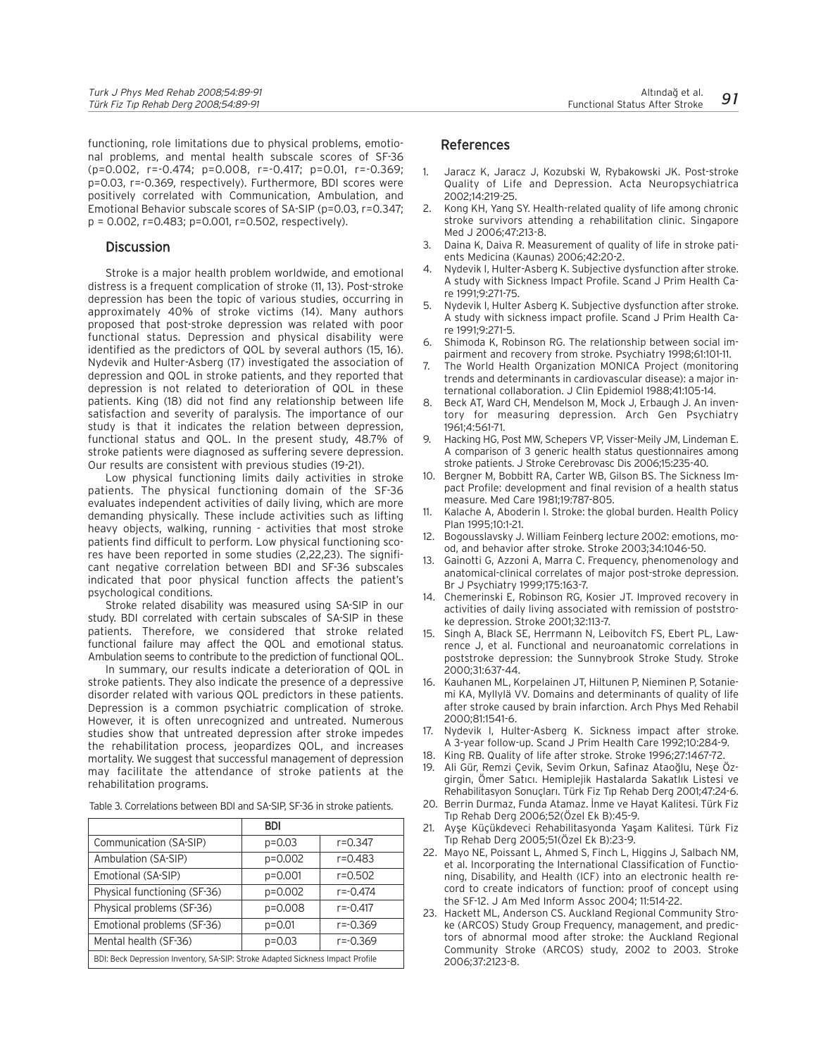functioning, role limitations due to physical problems, emotional problems, and mental health subscale scores of SF-36 ($p=0.002$, $r=-0.474$; $p=0.008$, $r=-0.417$; $p=0.01$, $r=-0.369$; $p=0.03$, $r=-0.369$, respectively). Furthermore, BDI scores were positively correlated with Communication, Ambulation, and Emotional Behavior subscale scores of SA-SIP ($p=0.03$, $r=0.347$; $p = 0.002$, $r=0.483$; $p=0.001$, $r=0.502$, respectively).

## Discussion

Stroke is a major health problem worldwide, and emotional distress is a frequent complication of stroke (11, 13). Post-stroke depression has been the topic of various studies, occurring in approximately 40% of stroke victims (14). Many authors proposed that post-stroke depression was related with poor functional status. Depression and physical disability were identified as the predictors of QOL by several authors (15, 16). Nydevik and Hulter-Asberg (17) investigated the association of depression and QOL in stroke patients, and they reported that depression is not related to deterioration of QOL in these patients. King (18) did not find any relationship between life satisfaction and severity of paralysis. The importance of our study is that it indicates the relation between depression, functional status and QOL. In the present study, 48.7% of stroke patients were diagnosed as suffering severe depression. Our results are consistent with previous studies (19-21).

Low physical functioning limits daily activities in stroke patients. The physical functioning domain of the SF-36 evaluates independent activities of daily living, which are more demanding physically. These include activities such as lifting heavy objects, walking, running - activities that most stroke patients find difficult to perform. Low physical functioning scores have been reported in some studies (2,22,23). The significant negative correlation between BDI and SF-36 subscales indicated that poor physical function affects the patient's psychological conditions.

Stroke related disability was measured using SA-SIP in our study. BDI correlated with certain subscales of SA-SIP in these patients. Therefore, we considered that stroke related functional failure may affect the QOL and emotional status. Ambulation seems to contribute to the prediction of functional QOL.

In summary, our results indicate a deterioration of QOL in stroke patients. They also indicate the presence of a depressive disorder related with various QOL predictors in these patients. Depression is a common psychiatric complication of stroke. However, it is often unrecognized and untreated. Numerous studies show that untreated depression after stroke impedes the rehabilitation process, jeopardizes QOL, and increases mortality. We suggest that successful management of depression may facilitate the attendance of stroke patients at the rehabilitation programs.

Table 3. Correlations between BDI and SA-SIP, SF-36 in stroke patients.

| | BDI | |
|---|---|---|
| Communication (SA-SIP) | p=0.03 | r=0.347 |
| Ambulation (SA-SIP) | p=0.002 | r=0.483 |
| Emotional (SA-SIP) | p=0.001 | r=0.502 |
| Physical functioning (SF-36) | p=0.002 | r=-0.474 |
| Physical problems (SF-36) | p=0.008 | r=-0.417 |
| Emotional problems (SF-36) | p=0.01 | r=-0.369 |
| Mental health (SF-36) | p=0.03 | r=-0.369 |

BDI: Beck Depression Inventory, SA-SIP: Stroke Adapted Sickness Impact Profile

## References

1. Jaracz K, Jaracz J, Kozubski W, Rybakowski JK. Post-stroke Quality of Life and Depression. Acta Neuropsychiatrica 2002;14:219-25.
2. Kong KH, Yang SY. Health-related quality of life among chronic stroke survivors attending a rehabilitation clinic. Singapore Med J 2006;47:213-8.
3. Daina K, Daiva R. Measurement of quality of life in stroke patients Medicina (Kaunas) 2006;42:20-2.
4. Nydevik I, Hulter-Asberg K. Subjective dysfunction after stroke. A study with Sickness Impact Profile. Scand J Prim Health Care 1991;9:271-75.
5. Nydevik I, Hulter Asberg K. Subjective dysfunction after stroke. A study with sickness impact profile. Scand J Prim Health Care 1991;9:271-5.
6. Shimoda K, Robinson RG. The relationship between social impairment and recovery from stroke. Psychiatry 1998;61:101-11.
7. The World Health Organization MONICA Project (monitoring trends and determinants in cardiovascular disease): a major international collaboration. J Clin Epidemiol 1988;41:105-14.
8. Beck AT, Ward CH, Mendelson M, Mock J, Erbaugh J. An inventory for measuring depression. Arch Gen Psychiatry 1961;4:561-71.
9. Hacking HG, Post MW, Schepers VP, Visser-Meily JM, Lindeman E. A comparison of 3 generic health status questionnaires among stroke patients. J Stroke Cerebrovasc Dis 2006;15:235-40.
10. Bergner M, Bobbitt RA, Carter WB, Gilson BS. The Sickness Impact Profile: development and final revision of a health status measure. Med Care 1981;19:787-805.
11. Kalache A, Aboderin I. Stroke: the global burden. Health Policy Plan 1995;10:1-21.
12. Bogousslavsky J. William Feinberg lecture 2002: emotions, mood, and behavior after stroke. Stroke 2003;34:1046-50.
13. Gainotti G, Azzoni A, Marra C. Frequency, phenomenology and anatomical-clinical correlates of major post-stroke depression. Br J Psychiatry 1999;175:163-7.
14. Chemerinski E, Robinson RG, Kosier JT. Improved recovery in activities of daily living associated with remission of poststroke depression. Stroke 2001;32:113-7.
15. Singh A, Black SE, Herrmann N, Leibovitch FS, Ebert PL, Lawrence J, et al. Functional and neuroanatomic correlations in poststroke depression: the Sunnybrook Stroke Study. Stroke 2000;31:637-44.
16. Kauhanen ML, Korpelainen JT, Hiltunen P, Nieminen P, Sotaniemi KA, Myllylä VV. Domains and determinants of quality of life after stroke caused by brain infarction. Arch Phys Med Rehabil 2000;81:1541-6.
17. Nydevik I, Hulter-Asberg K. Sickness impact after stroke. A 3-year follow-up. Scand J Prim Health Care 1992;10:284-9.
18. King RB. Quality of life after stroke. Stroke 1996;27:1467-72.
19. Ali Gür, Remzi Çevik, Sevim Orkun, Safinaz Ataoğlu, Neşe Özgirgin, Ömer Satıcı. Hemiplejik Hastalarda Sakatlık Listesi ve Rehabilitasyon Sonuçları. Türk Fiz Tıp Rehab Derg 2001;47:24-6.
20. Berrin Durmaz, Funda Atamaz. İnme ve Hayat Kalitesi. Türk Fiz Tıp Rehab Derg 2006;52(Özel Ek B):45-9.
21. Ayşe Küçükdeveci Rehabilitasyonda Yaşam Kalitesi. Türk Fiz Tıp Rehab Derg 2005;51(Özel Ek B):23-9.
22. Mayo NE, Poissant L, Ahmed S, Finch L, Higgins J, Salbach NM, et al. Incorporating the International Classification of Functioning, Disability, and Health (ICF) into an electronic health record to create indicators of function: proof of concept using the SF-12. J Am Med Inform Assoc 2004; 11:514-22.
23. Hackett ML, Anderson CS. Auckland Regional Community Stroke (ARCOS) Study Group Frequency, management, and predictors of abnormal mood after stroke: the Auckland Regional Community Stroke (ARCOS) study, 2002 to 2003. Stroke 2006;37:2123-8.